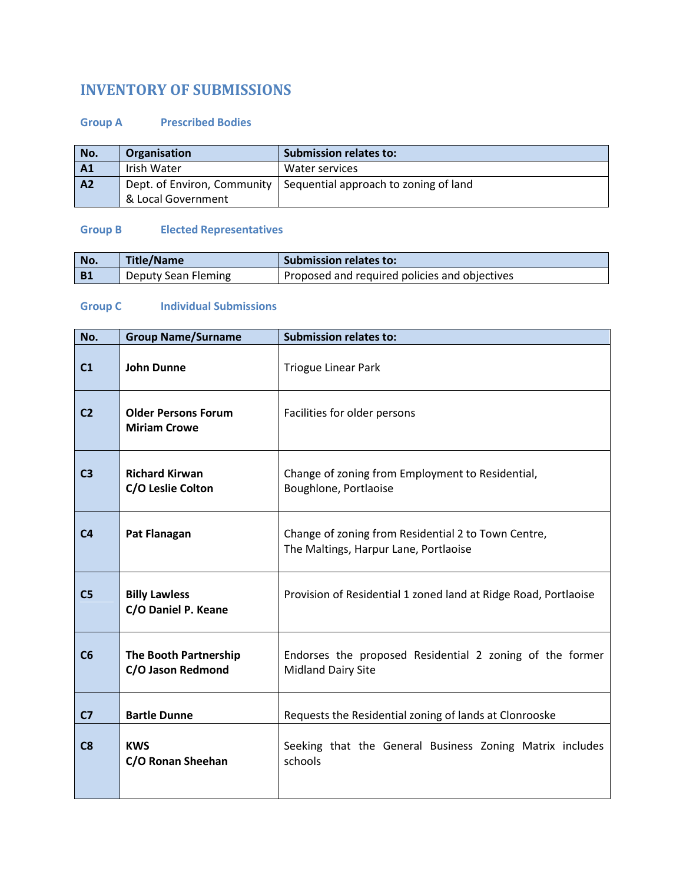# INVENTORY OF SUBMISSIONS

### Group A Prescribed Bodies

| No. | Organisation | Submission relates to: |
|---|---|---|
| **A1** | Irish Water | Water services |
| **A2** | Dept. of Environ, Community & Local Government | Sequential approach to zoning of land |

### Group B Elected Representatives

| No. | Title/Name | Submission relates to: |
|---|---|---|
| **B1** | Deputy Sean Fleming | Proposed and required policies and objectives |

### Group C Individual Submissions

| No. | Group Name/Surname | Submission relates to: |
|---|---|---|
| **C1** | **John Dunne** | Triogue Linear Park |
| **C2** | **Older Persons Forum Miriam Crowe** | Facilities for older persons |
| **C3** | **Richard Kirwan C/O Leslie Colton** | Change of zoning from Employment to Residential, Boughlone, Portlaoise |
| **C4** | **Pat Flanagan** | Change of zoning from Residential 2 to Town Centre, The Maltings, Harpur Lane, Portlaoise |
| **C5** | **Billy Lawless C/O Daniel P. Keane** | Provision of Residential 1 zoned land at Ridge Road, Portlaoise |
| **C6** | **The Booth Partnership C/O Jason Redmond** | Endorses the proposed Residential 2 zoning of the former Midland Dairy Site |
| **C7** | **Bartle Dunne** | Requests the Residential zoning of lands at Clonrooske |
| **C8** | **KWS C/O Ronan Sheehan** | Seeking that the General Business Zoning Matrix includes schools |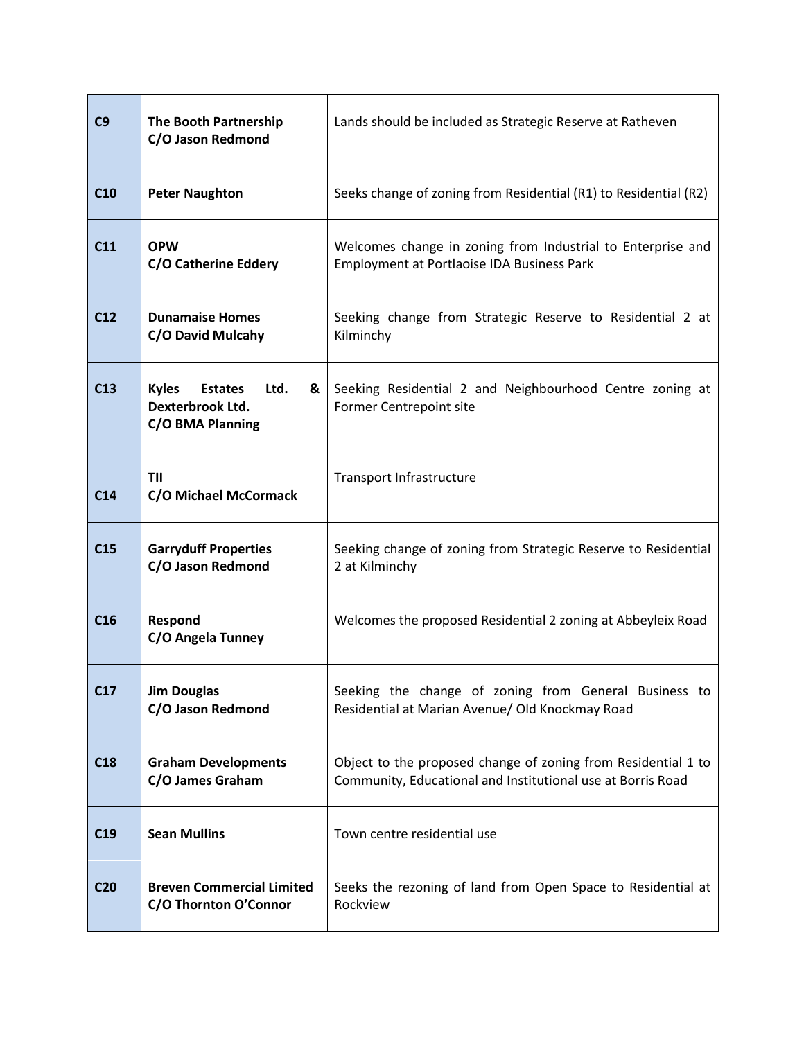| | | |
|---|---|---|
| **C9** | **The Booth Partnership**<br>**C/O Jason Redmond** | Lands should be included as Strategic Reserve at Ratheven |
| **C10** | **Peter Naughton** | Seeks change of zoning from Residential (R1) to Residential (R2) |
| **C11** | **OPW**<br>**C/O Catherine Eddery** | Welcomes change in zoning from Industrial to Enterprise and Employment at Portlaoise IDA Business Park |
| **C12** | **Dunamaise Homes**<br>**C/O David Mulcahy** | Seeking change from Strategic Reserve to Residential 2 at Kilminchy |
| **C13** | **Kyles Estates Ltd. & Dexterbrook Ltd.**<br>**C/O BMA Planning** | Seeking Residential 2 and Neighbourhood Centre zoning at Former Centrepoint site |
| **C14** | **TII**<br>**C/O Michael McCormack** | Transport Infrastructure |
| **C15** | **Garryduff Properties**<br>**C/O Jason Redmond** | Seeking change of zoning from Strategic Reserve to Residential 2 at Kilminchy |
| **C16** | **Respond**<br>**C/O Angela Tunney** | Welcomes the proposed Residential 2 zoning at Abbeyleix Road |
| **C17** | **Jim Douglas**<br>**C/O Jason Redmond** | Seeking the change of zoning from General Business to Residential at Marian Avenue/ Old Knockmay Road |
| **C18** | **Graham Developments**<br>**C/O James Graham** | Object to the proposed change of zoning from Residential 1 to Community, Educational and Institutional use at Borris Road |
| **C19** | **Sean Mullins** | Town centre residential use |
| **C20** | **Breven Commercial Limited**<br>**C/O Thornton O'Connor** | Seeks the rezoning of land from Open Space to Residential at Rockview |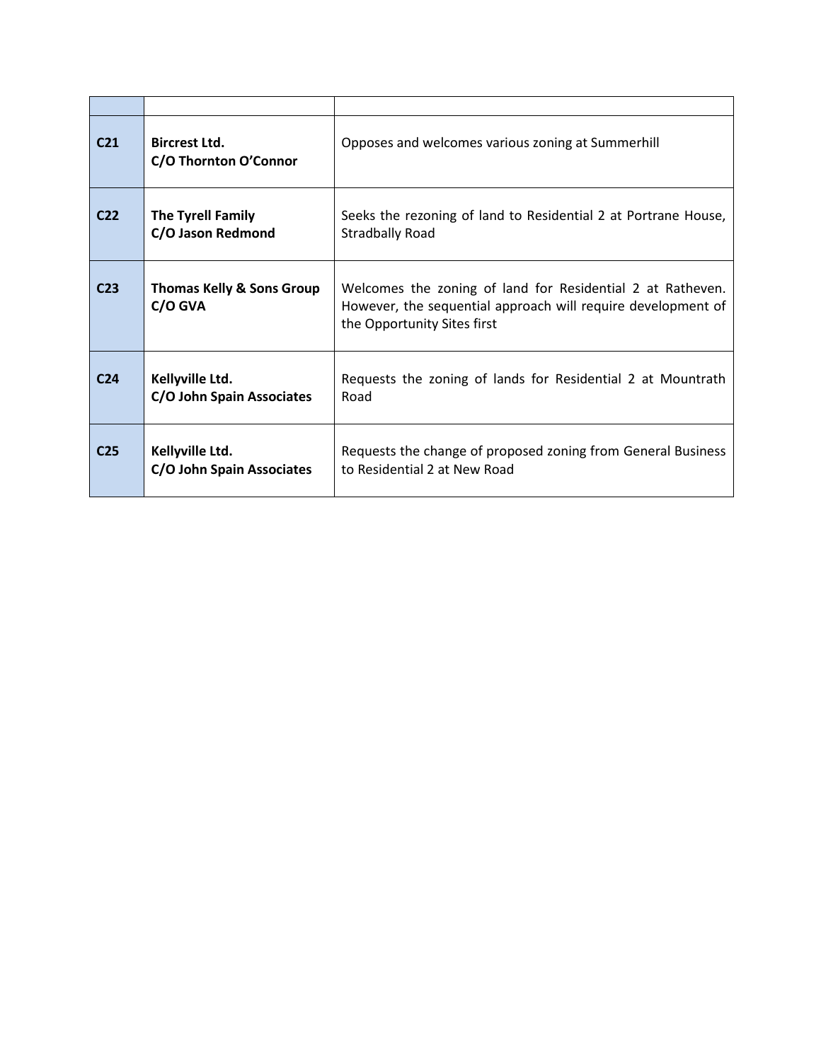| | | |
|---|---|---|
| **C21** | **Bircrest Ltd.**<br>**C/O Thornton O'Connor** | Opposes and welcomes various zoning at Summerhill |
| **C22** | **The Tyrell Family**<br>**C/O Jason Redmond** | Seeks the rezoning of land to Residential 2 at Portrane House, Stradbally Road |
| **C23** | **Thomas Kelly & Sons Group**<br>**C/O GVA** | Welcomes the zoning of land for Residential 2 at Ratheven. However, the sequential approach will require development of the Opportunity Sites first |
| **C24** | **Kellyville Ltd.**<br>**C/O John Spain Associates** | Requests the zoning of lands for Residential 2 at Mountrath Road |
| **C25** | **Kellyville Ltd.**<br>**C/O John Spain Associates** | Requests the change of proposed zoning from General Business to Residential 2 at New Road |